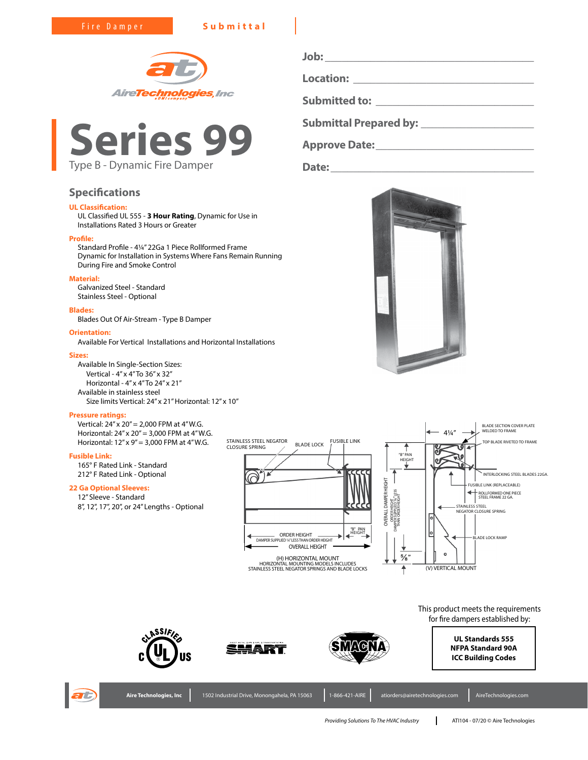Fire Damper **Submittal**

AireTechnologies, Inc

# Series 99

Type B - Dynamic Fire Damper

Job: ______________________________

Location: ______________________________

Submitted to: ______________________________

Submittal Prepared by: ______________________________

Approve Date: ______________________________

Date: ______________________________

## Specifications

**UL Classification:**
UL Classified UL 555 - **3 Hour Rating**, Dynamic for Use in Installations Rated 3 Hours or Greater

**Profile:**
Standard Profile - 4¼" 22Ga 1 Piece Rollformed Frame
Dynamic for Installation in Systems Where Fans Remain Running During Fire and Smoke Control

**Material:**
Galvanized Steel - Standard
Stainless Steel - Optional

**Blades:**
Blades Out Of Air-Stream - Type B Damper

**Orientation:**
Available For Vertical Installations and Horizontal Installations

**Sizes:**
Available In Single-Section Sizes:
- Vertical - 4" x 4" To 36" x 32"
- Horizontal - 4" x 4" To 24" x 21"

Available in stainless steel
- Size limits Vertical: 24" x 21" Horizontal: 12" x 10"

**Pressure ratings:**
Vertical: 24" x 20" = 2,000 FPM at 4" W.G.
Horizontal: 24" x 20" = 3,000 FPM at 4" W.G.
Horizontal: 12" x 9" = 3,000 FPM at 4" W.G.

**Fusible Link:**
165° F Rated Link - Standard
212° F Rated Link - Optional

**22 Ga Optional Sleeves:**
12" Sleeve - Standard
8", 12", 17", 20", or 24" Lengths - Optional

STAINLESS STEEL NEGATOR CLOSURE SPRING · BLADE LOCK · FUSIBLE LINK · "B" PAN HEIGHT · ORDER HEIGHT · DAMPER SUPPLIED ¼" LESS THAN ORDER HEIGHT · OVERALL HEIGHT

(H) HORIZONTAL MOUNT
HORIZONTAL MOUNTING MODELS INCLUDES STAINLESS STEEL NEGATOR SPRINGS AND BLADE LOCKS

4¼" · BLADE SECTION COVER PLATE WELDED TO FRAME · TOP BLADE RIVETED TO FRAME · "B" PAN HEIGHT · INTERLOCKING STEEL BLADES 22GA. · FUSIBLE LINK (REPLACEABLE) · ROLLFORMED ONE PIECE STEEL FRAME 22 GA. · OVERALL DAMPER HEIGHT · ORDER HEIGHT · DAMPER SUPPLIED ¼" LESS THAN ORDER HEIGHT · STAINLESS STEEL NEGATOR CLOSURE SPRING · BLADE LOCK RAMP · ⅝"

(V) VERTICAL MOUNT

This product meets the requirements for fire dampers established by:

**UL Standards 555**
**NFPA Standard 90A**
**ICC Building Codes**

Aire Technologies, Inc | 1502 Industrial Drive, Monongahela, PA 15063 | 1-866-421-AIRE | atiorders@airetechnologies.com | AireTechnologies.com

*Providing Solutions To The HVAC Industry* | ATI104 - 07/20 © Aire Technologies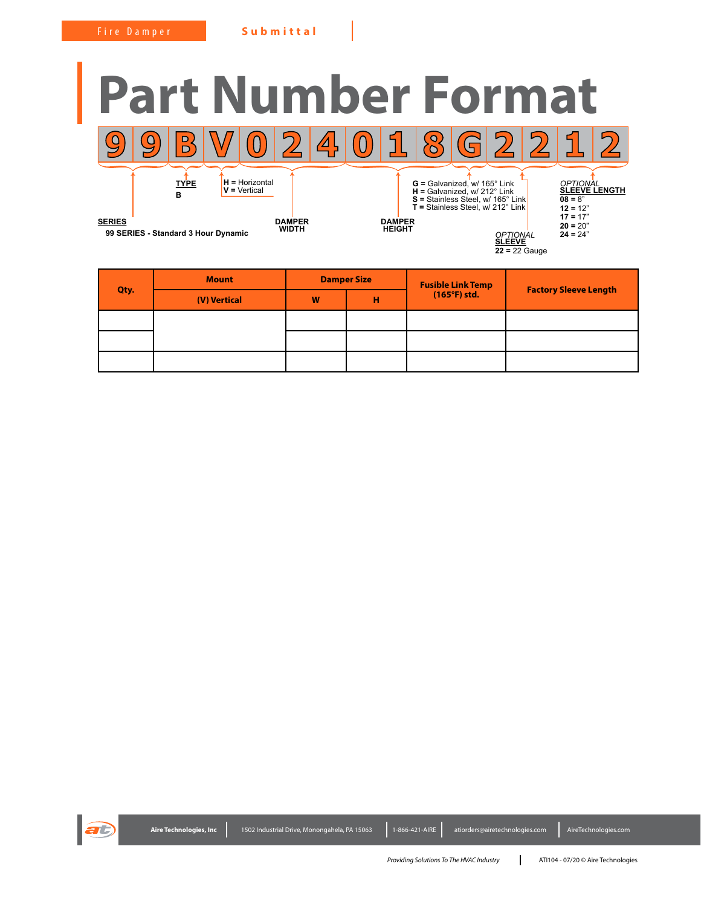# Part Number Format

9 9 B V 0 2 4 0 1 8 G 2 2 1 2

**SERIES**
99 SERIES - Standard 3 Hour Dynamic

**TYPE**
B

**H** = Horizontal
**V** = Vertical

**DAMPER WIDTH**

**DAMPER HEIGHT**

**G** = Galvanized, w/ 165° Link
**H** = Galvanized, w/ 212° Link
**S** = Stainless Steel, w/ 165° Link
**T** = Stainless Steel, w/ 212° Link

*OPTIONAL*
**SLEEVE**
**22** = 22 Gauge

*OPTIONAL*
**SLEEVE LENGTH**
**08** = 8"
**12** = 12"
**17** = 17"
**20** = 20"
**24** = 24"

| Qty. | Mount | Damper Size | | Fusible Link Temp (165°F) std. | Factory Sleeve Length |
|---|---|---|---|---|---|
| | (V) Vertical | W | H | | |
| | | | | | |
| | | | | | |
| | | | | | |